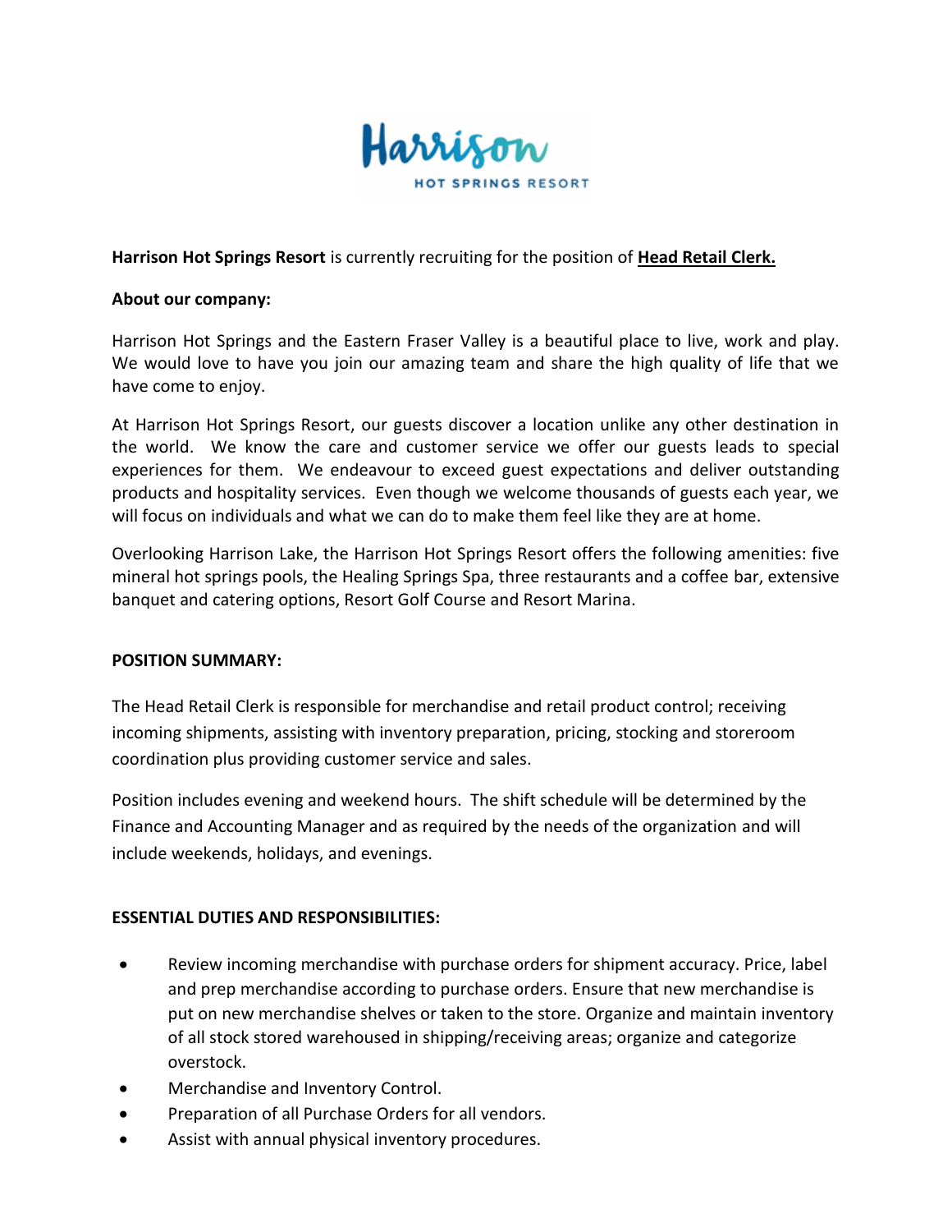**Harrison Hot Springs Resort** is currently recruiting for the position of **Head Retail Clerk.**

**About our company:**

Harrison Hot Springs and the Eastern Fraser Valley is a beautiful place to live, work and play. We would love to have you join our amazing team and share the high quality of life that we have come to enjoy.

At Harrison Hot Springs Resort, our guests discover a location unlike any other destination in the world. We know the care and customer service we offer our guests leads to special experiences for them. We endeavour to exceed guest expectations and deliver outstanding products and hospitality services. Even though we welcome thousands of guests each year, we will focus on individuals and what we can do to make them feel like they are at home.

Overlooking Harrison Lake, the Harrison Hot Springs Resort offers the following amenities: five mineral hot springs pools, the Healing Springs Spa, three restaurants and a coffee bar, extensive banquet and catering options, Resort Golf Course and Resort Marina.

**POSITION SUMMARY:**

The Head Retail Clerk is responsible for merchandise and retail product control; receiving incoming shipments, assisting with inventory preparation, pricing, stocking and storeroom coordination plus providing customer service and sales.

Position includes evening and weekend hours. The shift schedule will be determined by the Finance and Accounting Manager and as required by the needs of the organization and will include weekends, holidays, and evenings.

**ESSENTIAL DUTIES AND RESPONSIBILITIES:**

- Review incoming merchandise with purchase orders for shipment accuracy. Price, label and prep merchandise according to purchase orders. Ensure that new merchandise is put on new merchandise shelves or taken to the store. Organize and maintain inventory of all stock stored warehoused in shipping/receiving areas; organize and categorize overstock.
- Merchandise and Inventory Control.
- Preparation of all Purchase Orders for all vendors.
- Assist with annual physical inventory procedures.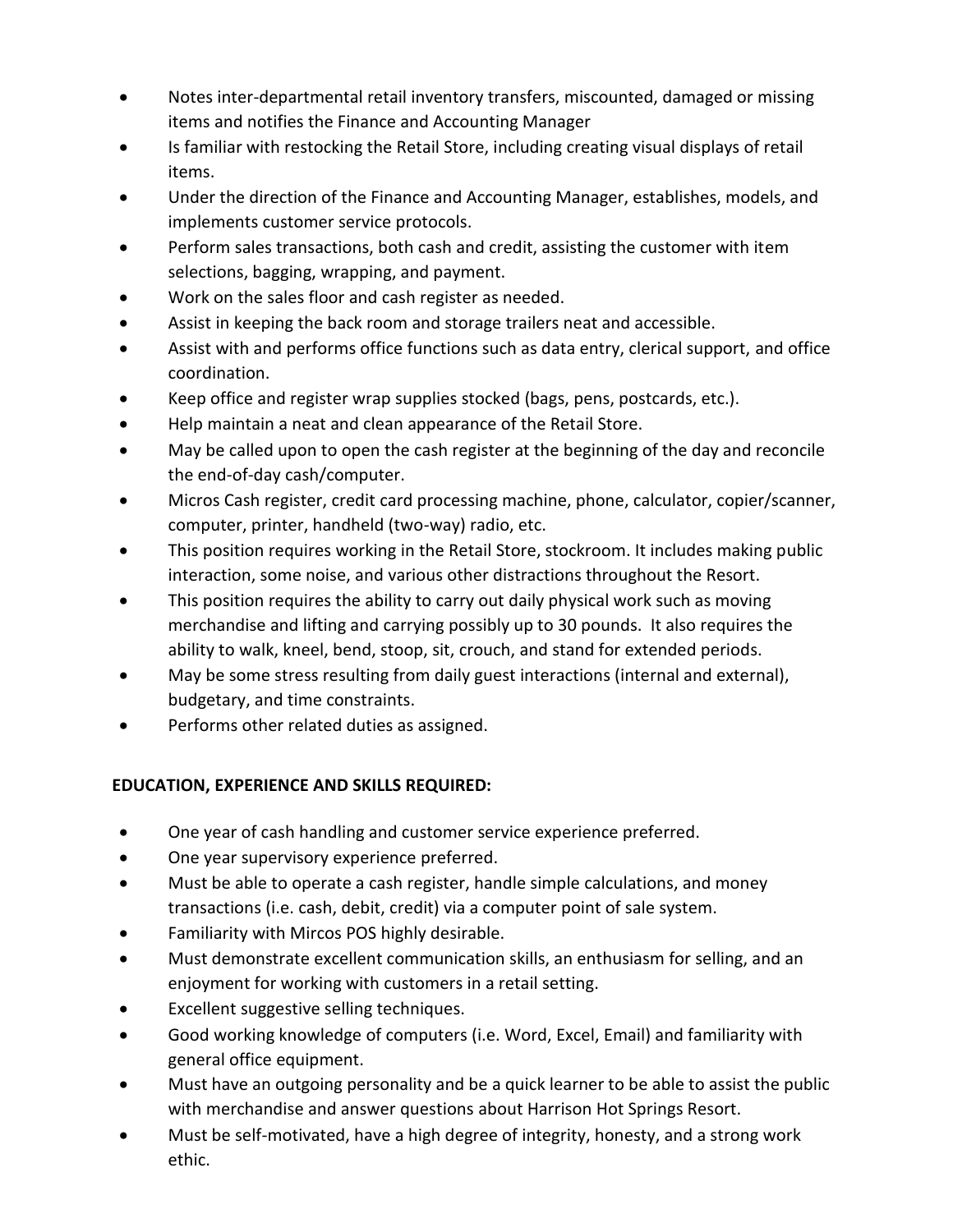- Notes inter-departmental retail inventory transfers, miscounted, damaged or missing items and notifies the Finance and Accounting Manager
- Is familiar with restocking the Retail Store, including creating visual displays of retail items.
- Under the direction of the Finance and Accounting Manager, establishes, models, and implements customer service protocols.
- Perform sales transactions, both cash and credit, assisting the customer with item selections, bagging, wrapping, and payment.
- Work on the sales floor and cash register as needed.
- Assist in keeping the back room and storage trailers neat and accessible.
- Assist with and performs office functions such as data entry, clerical support, and office coordination.
- Keep office and register wrap supplies stocked (bags, pens, postcards, etc.).
- Help maintain a neat and clean appearance of the Retail Store.
- May be called upon to open the cash register at the beginning of the day and reconcile the end-of-day cash/computer.
- Micros Cash register, credit card processing machine, phone, calculator, copier/scanner, computer, printer, handheld (two-way) radio, etc.
- This position requires working in the Retail Store, stockroom. It includes making public interaction, some noise, and various other distractions throughout the Resort.
- This position requires the ability to carry out daily physical work such as moving merchandise and lifting and carrying possibly up to 30 pounds. It also requires the ability to walk, kneel, bend, stoop, sit, crouch, and stand for extended periods.
- May be some stress resulting from daily guest interactions (internal and external), budgetary, and time constraints.
- Performs other related duties as assigned.

**EDUCATION, EXPERIENCE AND SKILLS REQUIRED:**

- One year of cash handling and customer service experience preferred.
- One year supervisory experience preferred.
- Must be able to operate a cash register, handle simple calculations, and money transactions (i.e. cash, debit, credit) via a computer point of sale system.
- Familiarity with Mircos POS highly desirable.
- Must demonstrate excellent communication skills, an enthusiasm for selling, and an enjoyment for working with customers in a retail setting.
- Excellent suggestive selling techniques.
- Good working knowledge of computers (i.e. Word, Excel, Email) and familiarity with general office equipment.
- Must have an outgoing personality and be a quick learner to be able to assist the public with merchandise and answer questions about Harrison Hot Springs Resort.
- Must be self-motivated, have a high degree of integrity, honesty, and a strong work ethic.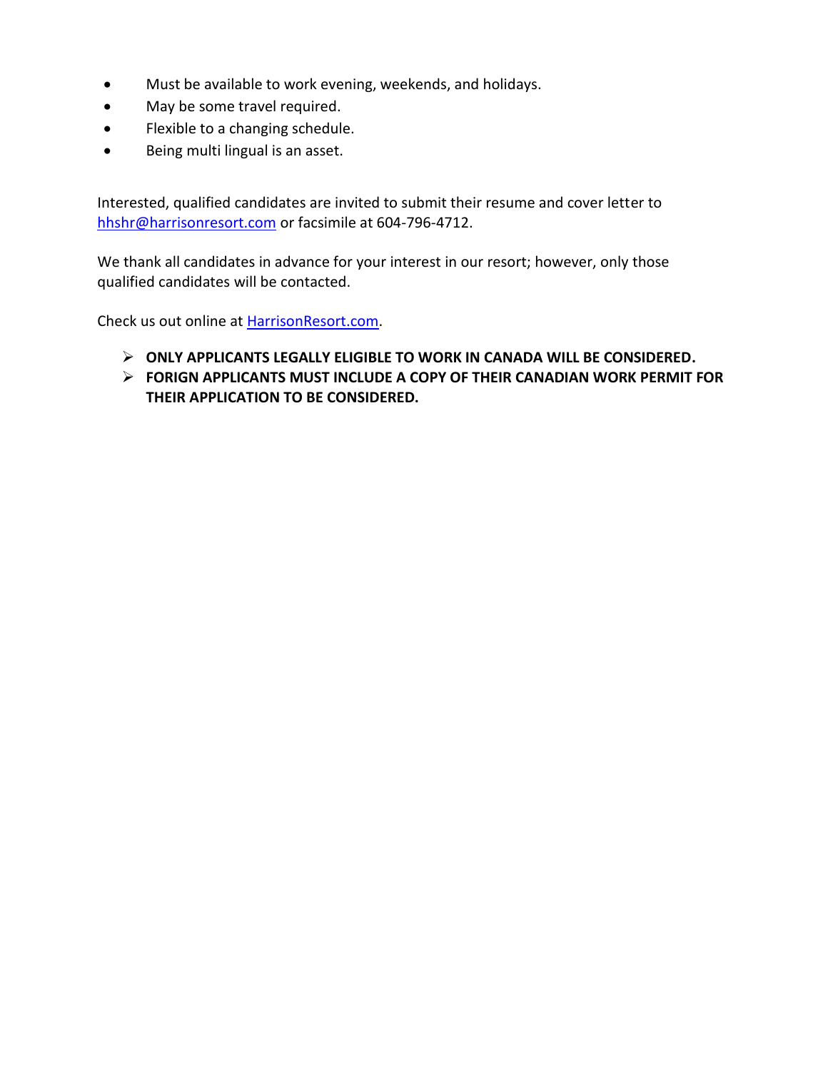- Must be available to work evening, weekends, and holidays.
- May be some travel required.
- Flexible to a changing schedule.
- Being multi lingual is an asset.

Interested, qualified candidates are invited to submit their resume and cover letter to hhshr@harrisonresort.com or facsimile at 604-796-4712.

We thank all candidates in advance for your interest in our resort; however, only those qualified candidates will be contacted.

Check us out online at HarrisonResort.com.

- **ONLY APPLICANTS LEGALLY ELIGIBLE TO WORK IN CANADA WILL BE CONSIDERED.**
- **FORIGN APPLICANTS MUST INCLUDE A COPY OF THEIR CANADIAN WORK PERMIT FOR THEIR APPLICATION TO BE CONSIDERED.**